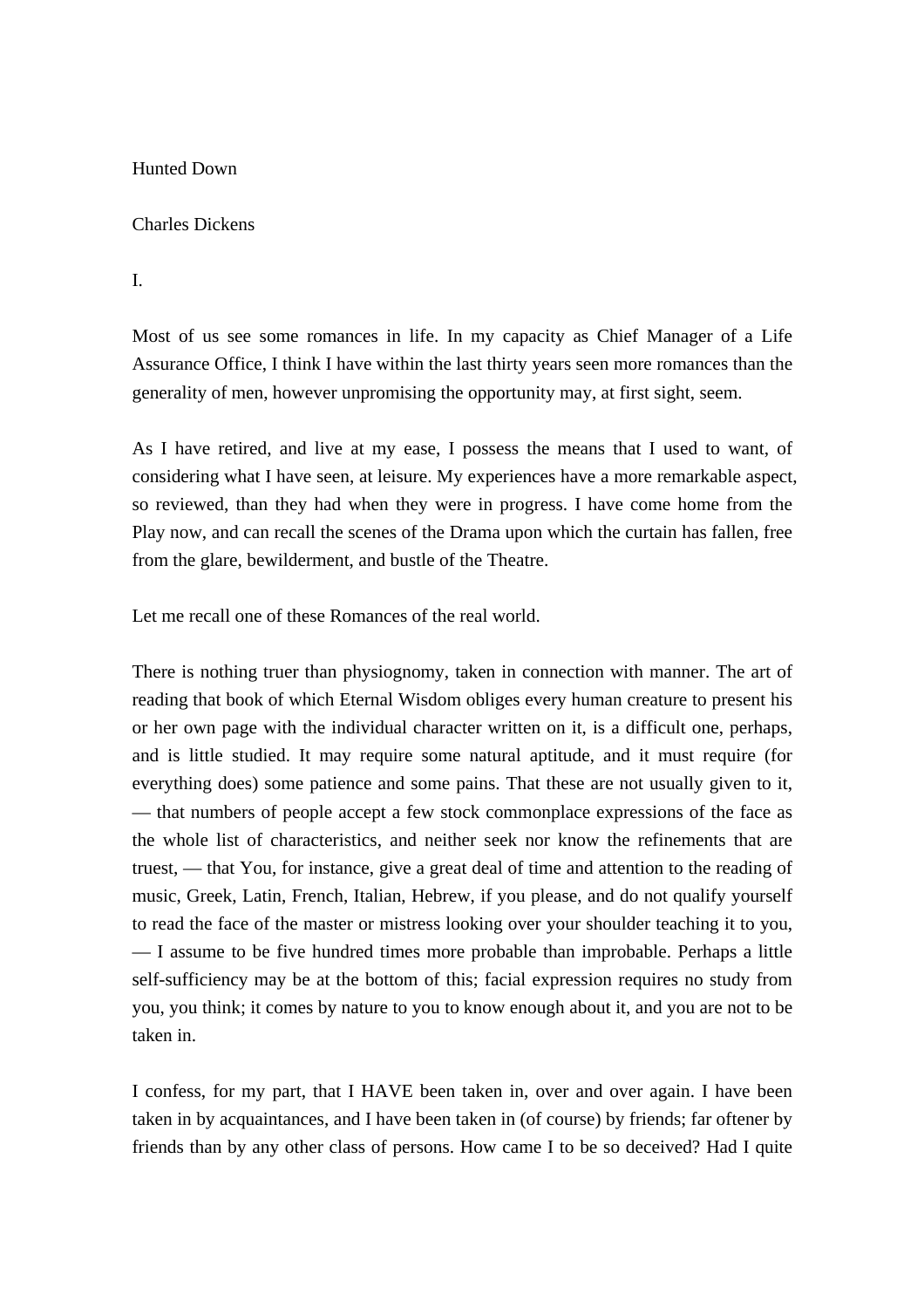# Hunted Down

Charles Dickens

## I.

Most of us see some romances in life. In my capacity as Chief Manager of a Life Assurance Office, I think I have within the last thirty years seen more romances than the generality of men, however unpromising the opportunity may, at first sight, seem.

As I have retired, and live at my ease, I possess the means that I used to want, of considering what I have seen, at leisure. My experiences have a more remarkable aspect, so reviewed, than they had when they were in progress. I have come home from the Play now, and can recall the scenes of the Drama upon which the curtain has fallen, free from the glare, bewilderment, and bustle of the Theatre.

Let me recall one of these Romances of the real world.

There is nothing truer than physiognomy, taken in connection with manner. The art of reading that book of which Eternal Wisdom obliges every human creature to present his or her own page with the individual character written on it, is a difficult one, perhaps, and is little studied. It may require some natural aptitude, and it must require (for everything does) some patience and some pains. That these are not usually given to it, — that numbers of people accept a few stock commonplace expressions of the face as the whole list of characteristics, and neither seek nor know the refinements that are truest, — that You, for instance, give a great deal of time and attention to the reading of music, Greek, Latin, French, Italian, Hebrew, if you please, and do not qualify yourself to read the face of the master or mistress looking over your shoulder teaching it to you, — I assume to be five hundred times more probable than improbable. Perhaps a little self-sufficiency may be at the bottom of this; facial expression requires no study from you, you think; it comes by nature to you to know enough about it, and you are not to be taken in.

I confess, for my part, that I HAVE been taken in, over and over again. I have been taken in by acquaintances, and I have been taken in (of course) by friends; far oftener by friends than by any other class of persons. How came I to be so deceived? Had I quite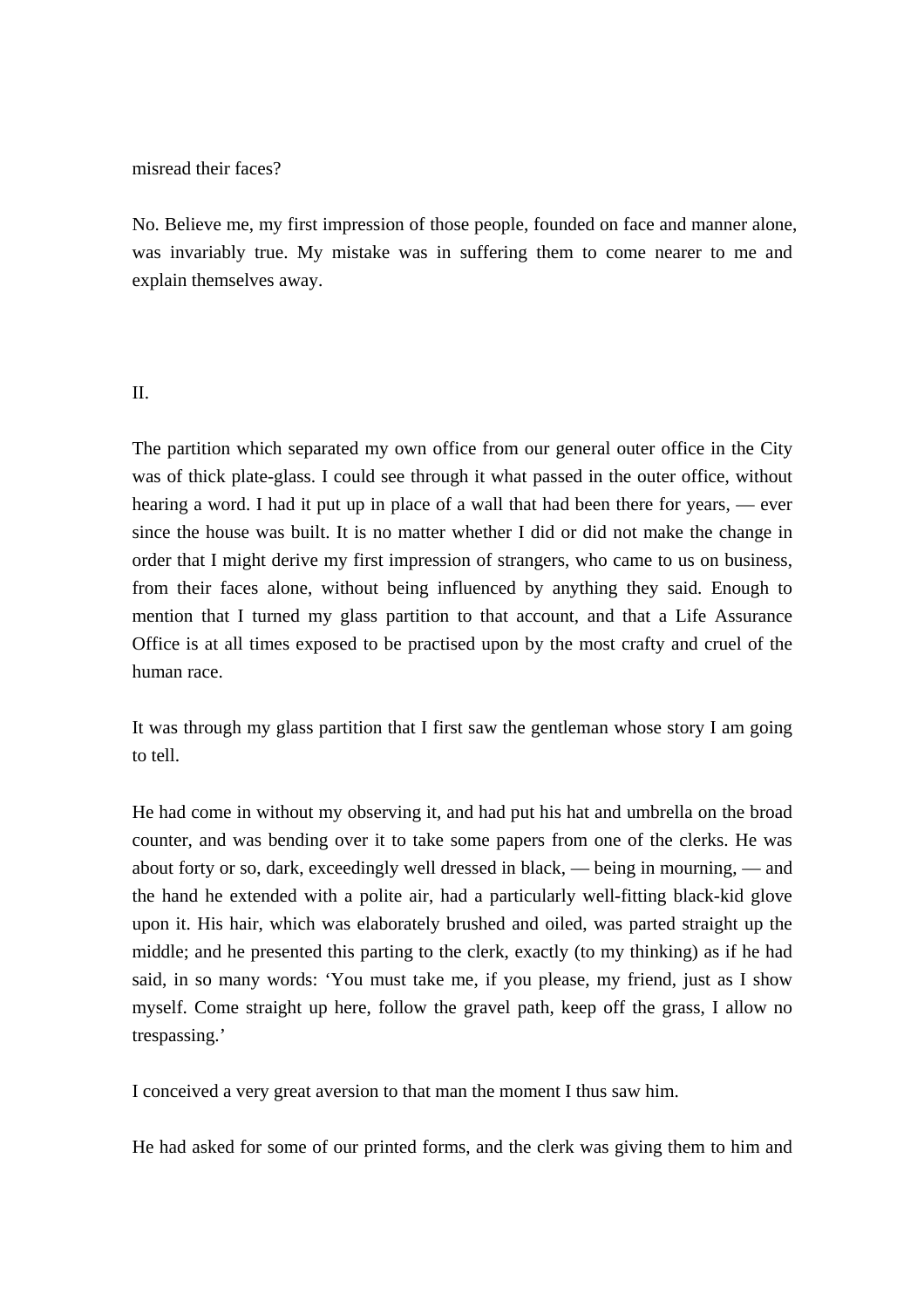misread their faces?

No. Believe me, my first impression of those people, founded on face and manner alone, was invariably true. My mistake was in suffering them to come nearer to me and explain themselves away.

## II.

The partition which separated my own office from our general outer office in the City was of thick plate-glass. I could see through it what passed in the outer office, without hearing a word. I had it put up in place of a wall that had been there for years, — ever since the house was built. It is no matter whether I did or did not make the change in order that I might derive my first impression of strangers, who came to us on business, from their faces alone, without being influenced by anything they said. Enough to mention that I turned my glass partition to that account, and that a Life Assurance Office is at all times exposed to be practised upon by the most crafty and cruel of the human race.

It was through my glass partition that I first saw the gentleman whose story I am going to tell.

He had come in without my observing it, and had put his hat and umbrella on the broad counter, and was bending over it to take some papers from one of the clerks. He was about forty or so, dark, exceedingly well dressed in black, — being in mourning, — and the hand he extended with a polite air, had a particularly well-fitting black-kid glove upon it. His hair, which was elaborately brushed and oiled, was parted straight up the middle; and he presented this parting to the clerk, exactly (to my thinking) as if he had said, in so many words: 'You must take me, if you please, my friend, just as I show myself. Come straight up here, follow the gravel path, keep off the grass, I allow no trespassing.'

I conceived a very great aversion to that man the moment I thus saw him.

He had asked for some of our printed forms, and the clerk was giving them to him and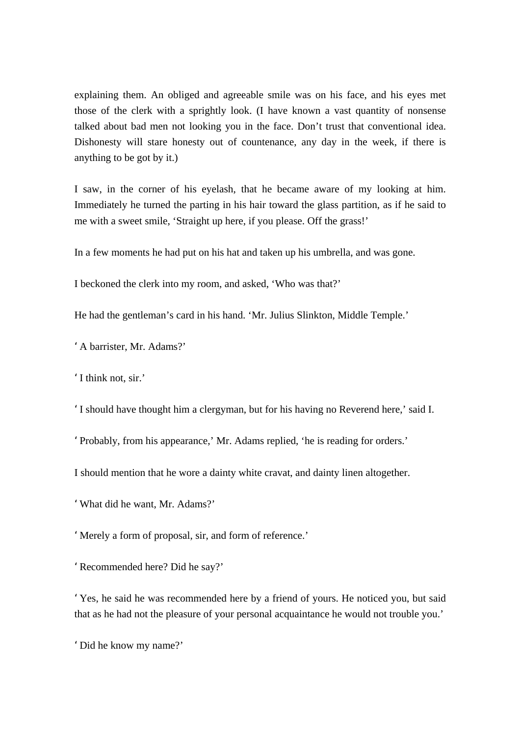explaining them. An obliged and agreeable smile was on his face, and his eyes met those of the clerk with a sprightly look. (I have known a vast quantity of nonsense talked about bad men not looking you in the face. Don't trust that conventional idea. Dishonesty will stare honesty out of countenance, any day in the week, if there is anything to be got by it.)

I saw, in the corner of his eyelash, that he became aware of my looking at him. Immediately he turned the parting in his hair toward the glass partition, as if he said to me with a sweet smile, 'Straight up here, if you please. Off the grass!'

In a few moments he had put on his hat and taken up his umbrella, and was gone.

I beckoned the clerk into my room, and asked, 'Who was that?'

He had the gentleman's card in his hand. 'Mr. Julius Slinkton, Middle Temple.'

'A barrister, Mr. Adams?'

'I think not, sir.'

'I should have thought him a clergyman, but for his having no Reverend here,' said I.

'Probably, from his appearance,' Mr. Adams replied, 'he is reading for orders.'

I should mention that he wore a dainty white cravat, and dainty linen altogether.

'What did he want, Mr. Adams?'

'Merely a form of proposal, sir, and form of reference.'

'Recommended here? Did he say?'

'Yes, he said he was recommended here by a friend of yours. He noticed you, but said that as he had not the pleasure of your personal acquaintance he would not trouble you.'

'Did he know my name?'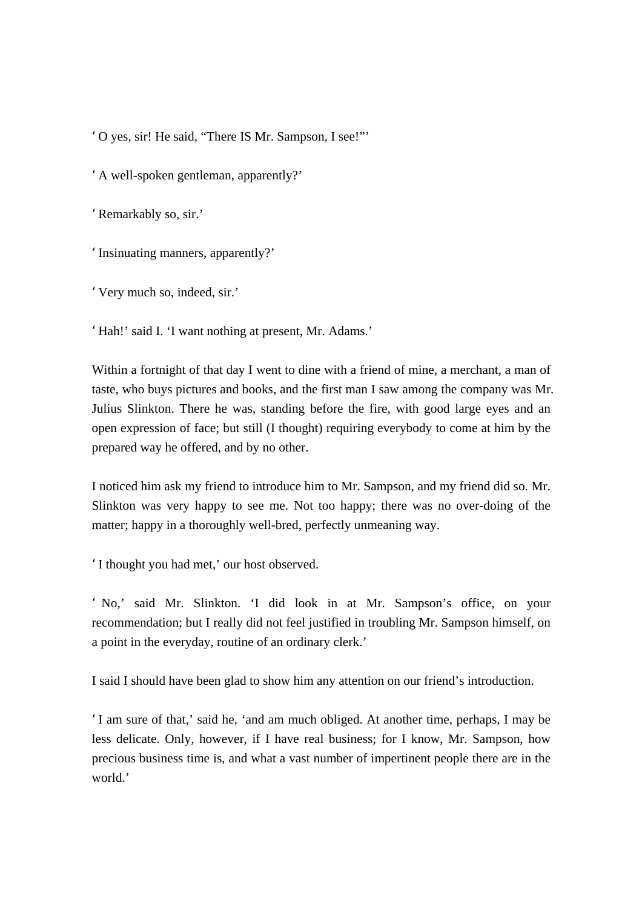'O yes, sir! He said, "There IS Mr. Sampson, I see!"'

'A well-spoken gentleman, apparently?'

'Remarkably so, sir.'

'Insinuating manners, apparently?'

'Very much so, indeed, sir.'

'Hah!' said I. 'I want nothing at present, Mr. Adams.'

Within a fortnight of that day I went to dine with a friend of mine, a merchant, a man of taste, who buys pictures and books, and the first man I saw among the company was Mr. Julius Slinkton. There he was, standing before the fire, with good large eyes and an open expression of face; but still (I thought) requiring everybody to come at him by the prepared way he offered, and by no other.

I noticed him ask my friend to introduce him to Mr. Sampson, and my friend did so. Mr. Slinkton was very happy to see me. Not too happy; there was no over-doing of the matter; happy in a thoroughly well-bred, perfectly unmeaning way.

'I thought you had met,' our host observed.

'No,' said Mr. Slinkton. 'I did look in at Mr. Sampson's office, on your recommendation; but I really did not feel justified in troubling Mr. Sampson himself, on a point in the everyday, routine of an ordinary clerk.'

I said I should have been glad to show him any attention on our friend's introduction.

'I am sure of that,' said he, 'and am much obliged. At another time, perhaps, I may be less delicate. Only, however, if I have real business; for I know, Mr. Sampson, how precious business time is, and what a vast number of impertinent people there are in the world.'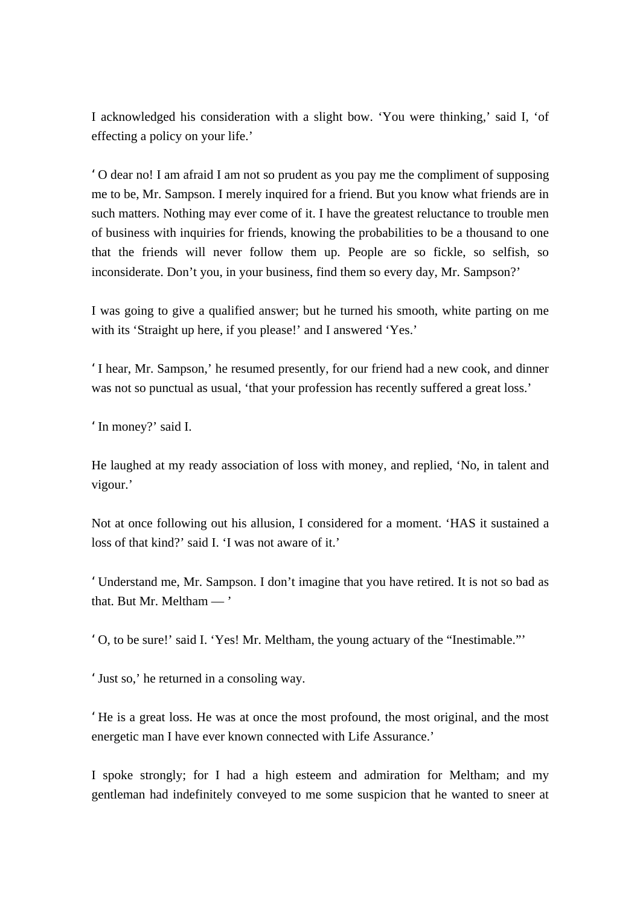I acknowledged his consideration with a slight bow. ‘You were thinking,’ said I, ‘of effecting a policy on your life.’

‘O dear no! I am afraid I am not so prudent as you pay me the compliment of supposing me to be, Mr. Sampson. I merely inquired for a friend. But you know what friends are in such matters. Nothing may ever come of it. I have the greatest reluctance to trouble men of business with inquiries for friends, knowing the probabilities to be a thousand to one that the friends will never follow them up. People are so fickle, so selfish, so inconsiderate. Don’t you, in your business, find them so every day, Mr. Sampson?’

I was going to give a qualified answer; but he turned his smooth, white parting on me with its ‘Straight up here, if you please!’ and I answered ‘Yes.’

‘I hear, Mr. Sampson,’ he resumed presently, for our friend had a new cook, and dinner was not so punctual as usual, ‘that your profession has recently suffered a great loss.’

‘In money?’ said I.

He laughed at my ready association of loss with money, and replied, ‘No, in talent and vigour.’

Not at once following out his allusion, I considered for a moment. ‘HAS it sustained a loss of that kind?’ said I. ‘I was not aware of it.’

‘Understand me, Mr. Sampson. I don’t imagine that you have retired. It is not so bad as that. But Mr. Meltham — ’

‘O, to be sure!’ said I. ‘Yes! Mr. Meltham, the young actuary of the “Inestimable.”’

‘Just so,’ he returned in a consoling way.

‘He is a great loss. He was at once the most profound, the most original, and the most energetic man I have ever known connected with Life Assurance.’

I spoke strongly; for I had a high esteem and admiration for Meltham; and my gentleman had indefinitely conveyed to me some suspicion that he wanted to sneer at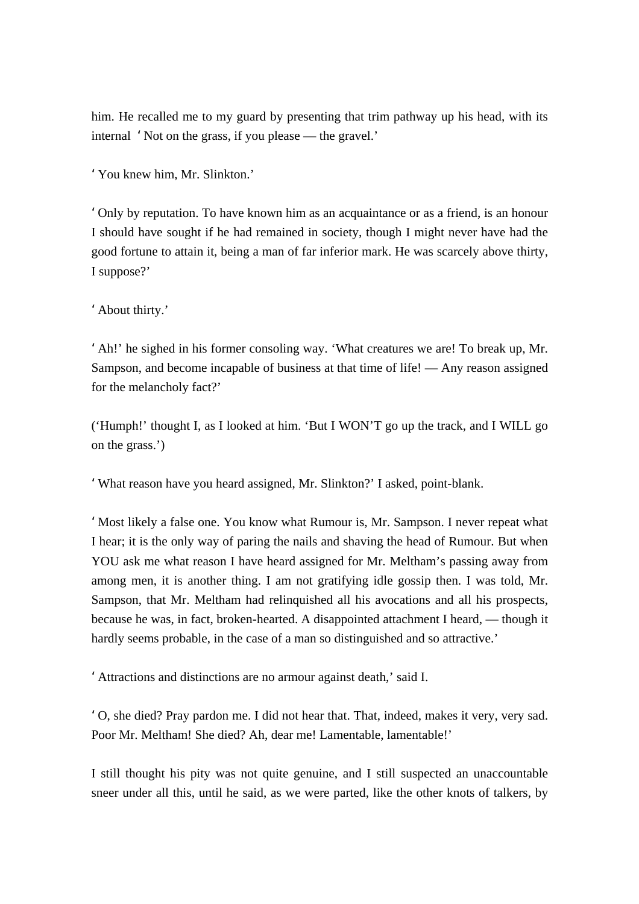him. He recalled me to my guard by presenting that trim pathway up his head, with its internal ‘Not on the grass, if you please — the gravel.’

‘You knew him, Mr. Slinkton.’

‘Only by reputation. To have known him as an acquaintance or as a friend, is an honour I should have sought if he had remained in society, though I might never have had the good fortune to attain it, being a man of far inferior mark. He was scarcely above thirty, I suppose?’

‘About thirty.’

‘Ah!’ he sighed in his former consoling way. ‘What creatures we are! To break up, Mr. Sampson, and become incapable of business at that time of life! — Any reason assigned for the melancholy fact?’

(‘Humph!’ thought I, as I looked at him. ‘But I WON’T go up the track, and I WILL go on the grass.’)

‘What reason have you heard assigned, Mr. Slinkton?’ I asked, point-blank.

‘Most likely a false one. You know what Rumour is, Mr. Sampson. I never repeat what I hear; it is the only way of paring the nails and shaving the head of Rumour. But when YOU ask me what reason I have heard assigned for Mr. Meltham’s passing away from among men, it is another thing. I am not gratifying idle gossip then. I was told, Mr. Sampson, that Mr. Meltham had relinquished all his avocations and all his prospects, because he was, in fact, broken-hearted. A disappointed attachment I heard, — though it hardly seems probable, in the case of a man so distinguished and so attractive.’

‘Attractions and distinctions are no armour against death,’ said I.

‘O, she died? Pray pardon me. I did not hear that. That, indeed, makes it very, very sad. Poor Mr. Meltham! She died? Ah, dear me! Lamentable, lamentable!’

I still thought his pity was not quite genuine, and I still suspected an unaccountable sneer under all this, until he said, as we were parted, like the other knots of talkers, by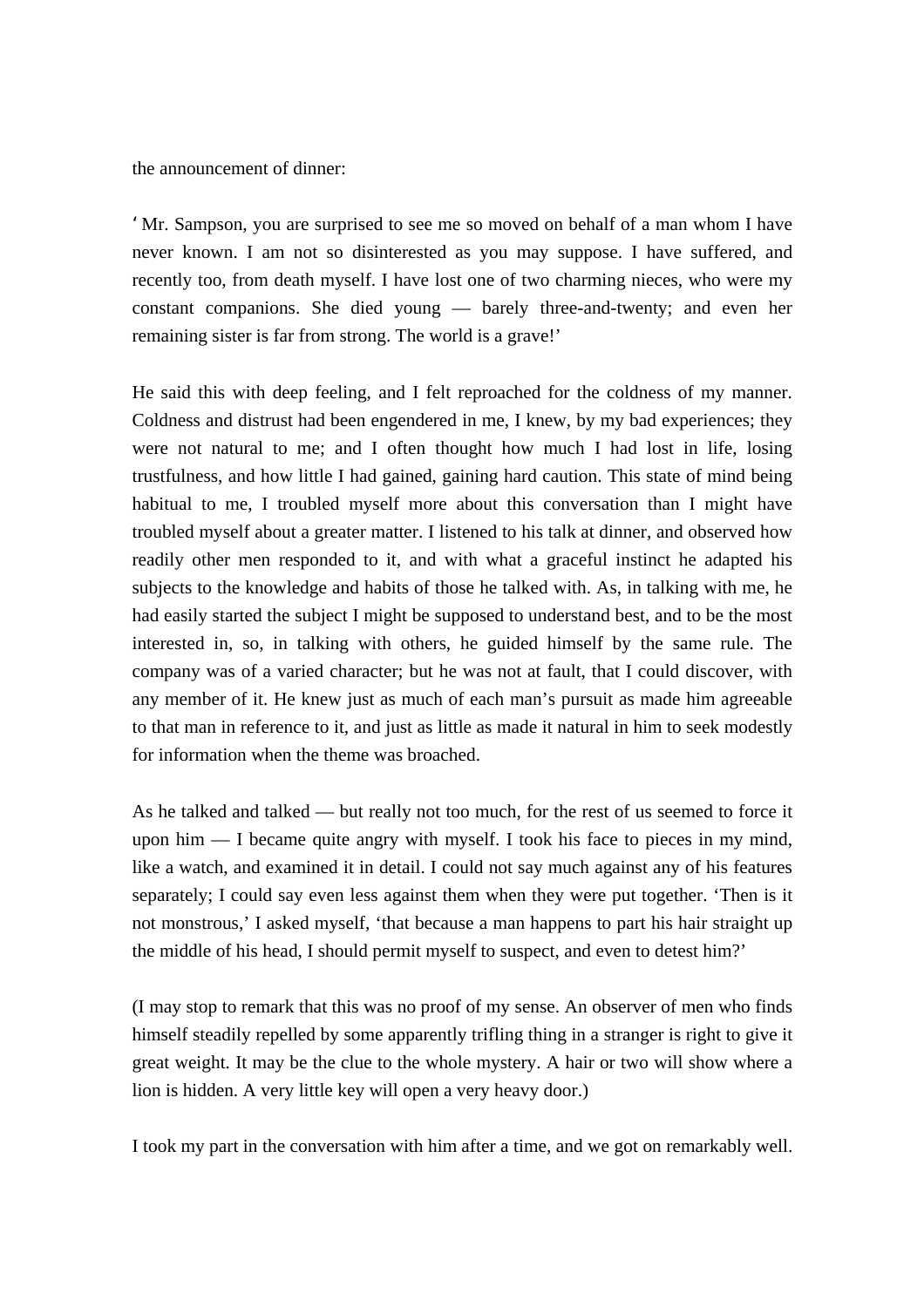the announcement of dinner:

‘ Mr. Sampson, you are surprised to see me so moved on behalf of a man whom I have never known. I am not so disinterested as you may suppose. I have suffered, and recently too, from death myself. I have lost one of two charming nieces, who were my constant companions. She died young — barely three-and-twenty; and even her remaining sister is far from strong. The world is a grave!’

He said this with deep feeling, and I felt reproached for the coldness of my manner. Coldness and distrust had been engendered in me, I knew, by my bad experiences; they were not natural to me; and I often thought how much I had lost in life, losing trustfulness, and how little I had gained, gaining hard caution. This state of mind being habitual to me, I troubled myself more about this conversation than I might have troubled myself about a greater matter. I listened to his talk at dinner, and observed how readily other men responded to it, and with what a graceful instinct he adapted his subjects to the knowledge and habits of those he talked with. As, in talking with me, he had easily started the subject I might be supposed to understand best, and to be the most interested in, so, in talking with others, he guided himself by the same rule. The company was of a varied character; but he was not at fault, that I could discover, with any member of it. He knew just as much of each man’s pursuit as made him agreeable to that man in reference to it, and just as little as made it natural in him to seek modestly for information when the theme was broached.

As he talked and talked — but really not too much, for the rest of us seemed to force it upon him — I became quite angry with myself. I took his face to pieces in my mind, like a watch, and examined it in detail. I could not say much against any of his features separately; I could say even less against them when they were put together. ‘Then is it not monstrous,’ I asked myself, ‘that because a man happens to part his hair straight up the middle of his head, I should permit myself to suspect, and even to detest him?’

(I may stop to remark that this was no proof of my sense. An observer of men who finds himself steadily repelled by some apparently trifling thing in a stranger is right to give it great weight. It may be the clue to the whole mystery. A hair or two will show where a lion is hidden. A very little key will open a very heavy door.)

I took my part in the conversation with him after a time, and we got on remarkably well.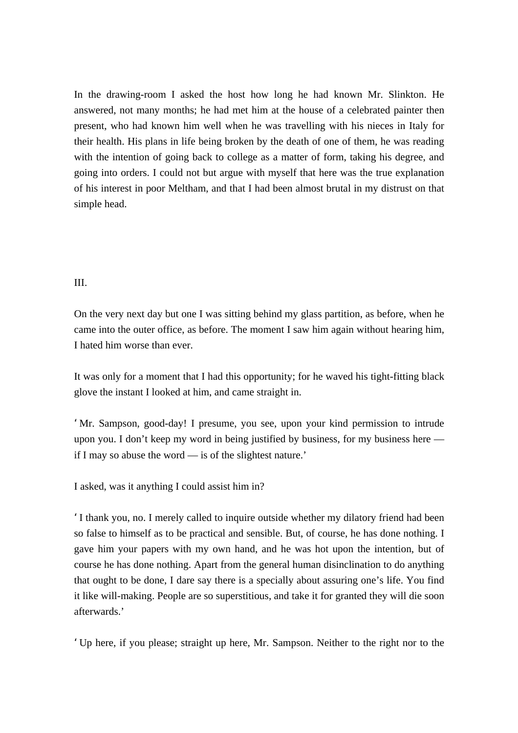In the drawing-room I asked the host how long he had known Mr. Slinkton. He answered, not many months; he had met him at the house of a celebrated painter then present, who had known him well when he was travelling with his nieces in Italy for their health. His plans in life being broken by the death of one of them, he was reading with the intention of going back to college as a matter of form, taking his degree, and going into orders. I could not but argue with myself that here was the true explanation of his interest in poor Meltham, and that I had been almost brutal in my distrust on that simple head.

## III.

On the very next day but one I was sitting behind my glass partition, as before, when he came into the outer office, as before. The moment I saw him again without hearing him, I hated him worse than ever.

It was only for a moment that I had this opportunity; for he waved his tight-fitting black glove the instant I looked at him, and came straight in.

‘Mr. Sampson, good-day! I presume, you see, upon your kind permission to intrude upon you. I don’t keep my word in being justified by business, for my business here — if I may so abuse the word — is of the slightest nature.’

I asked, was it anything I could assist him in?

‘I thank you, no. I merely called to inquire outside whether my dilatory friend had been so false to himself as to be practical and sensible. But, of course, he has done nothing. I gave him your papers with my own hand, and he was hot upon the intention, but of course he has done nothing. Apart from the general human disinclination to do anything that ought to be done, I dare say there is a specially about assuring one’s life. You find it like will-making. People are so superstitious, and take it for granted they will die soon afterwards.’

‘Up here, if you please; straight up here, Mr. Sampson. Neither to the right nor to the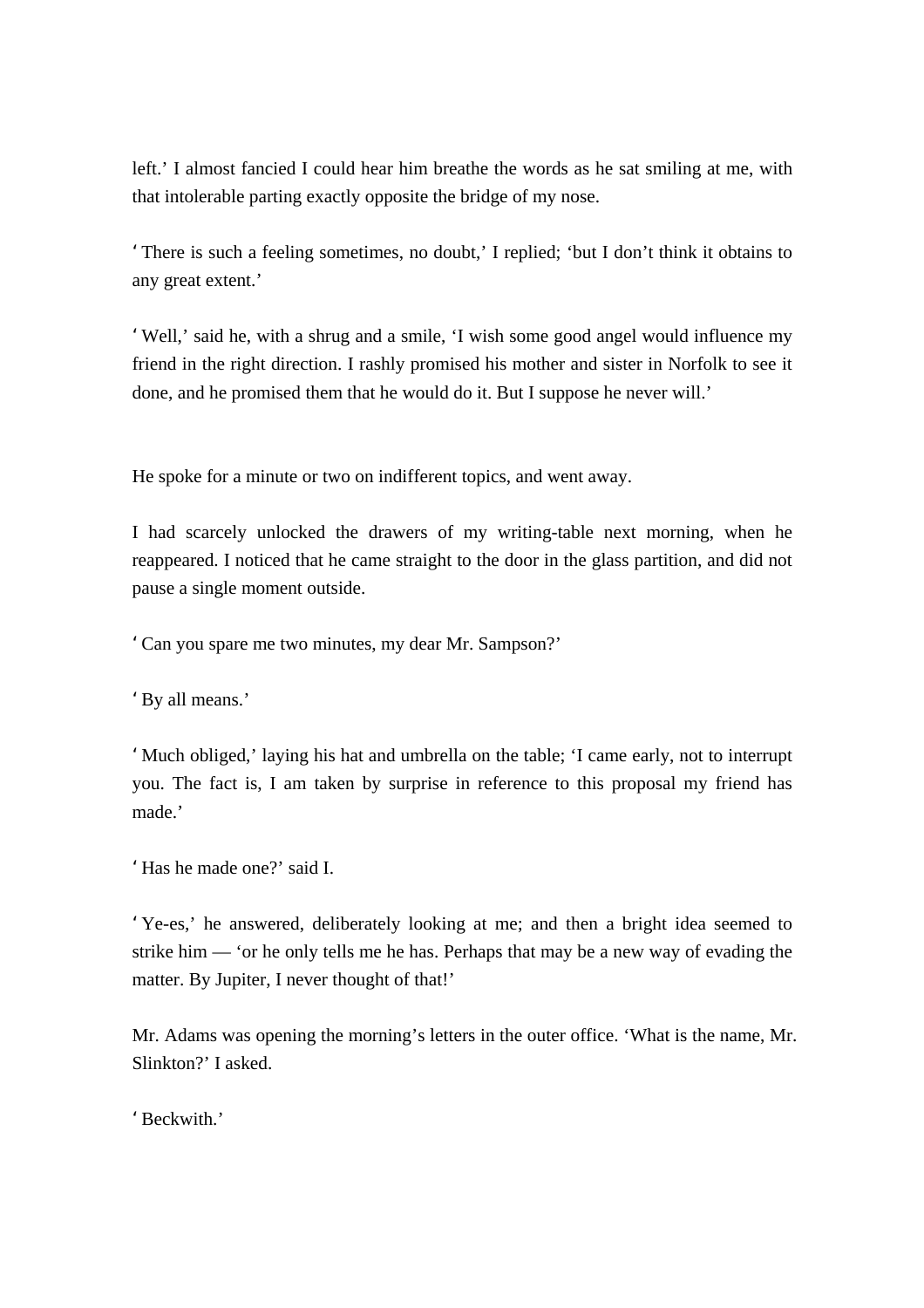left.' I almost fancied I could hear him breathe the words as he sat smiling at me, with that intolerable parting exactly opposite the bridge of my nose.

'There is such a feeling sometimes, no doubt,' I replied; 'but I don't think it obtains to any great extent.'

'Well,' said he, with a shrug and a smile, 'I wish some good angel would influence my friend in the right direction. I rashly promised his mother and sister in Norfolk to see it done, and he promised them that he would do it. But I suppose he never will.'

He spoke for a minute or two on indifferent topics, and went away.

I had scarcely unlocked the drawers of my writing-table next morning, when he reappeared. I noticed that he came straight to the door in the glass partition, and did not pause a single moment outside.

'Can you spare me two minutes, my dear Mr. Sampson?'

'By all means.'

'Much obliged,' laying his hat and umbrella on the table; 'I came early, not to interrupt you. The fact is, I am taken by surprise in reference to this proposal my friend has made.'

'Has he made one?' said I.

'Ye-es,' he answered, deliberately looking at me; and then a bright idea seemed to strike him — 'or he only tells me he has. Perhaps that may be a new way of evading the matter. By Jupiter, I never thought of that!'

Mr. Adams was opening the morning's letters in the outer office. 'What is the name, Mr. Slinkton?' I asked.

'Beckwith.'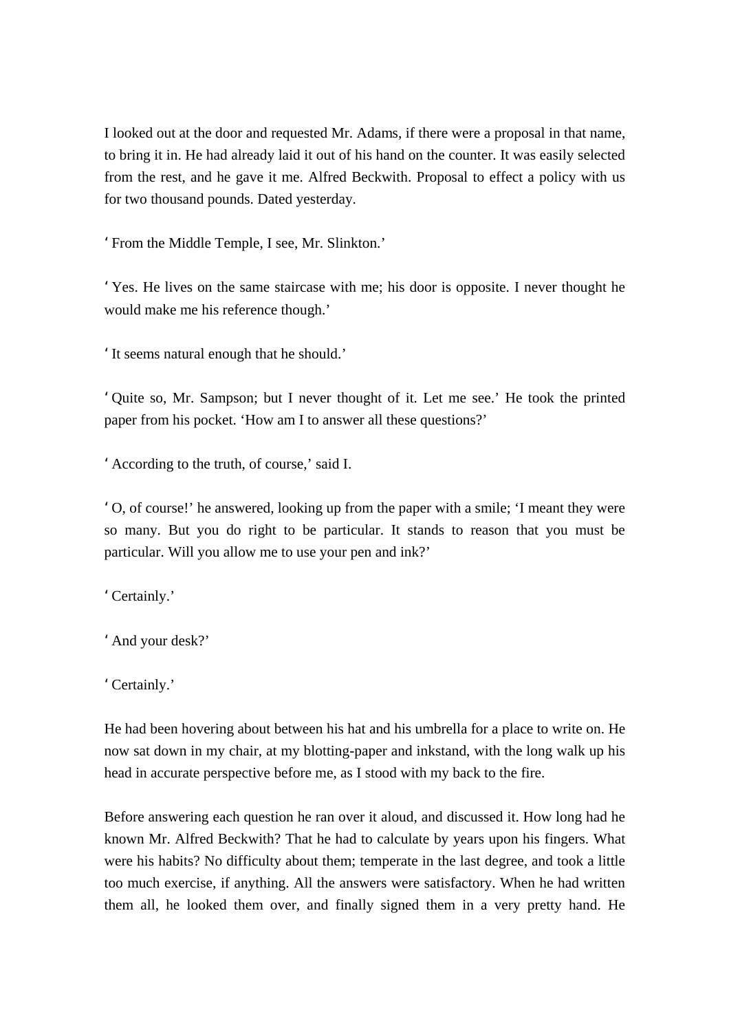I looked out at the door and requested Mr. Adams, if there were a proposal in that name, to bring it in. He had already laid it out of his hand on the counter. It was easily selected from the rest, and he gave it me. Alfred Beckwith. Proposal to effect a policy with us for two thousand pounds. Dated yesterday.

‘From the Middle Temple, I see, Mr. Slinkton.’

‘Yes. He lives on the same staircase with me; his door is opposite. I never thought he would make me his reference though.’

‘It seems natural enough that he should.’

‘Quite so, Mr. Sampson; but I never thought of it. Let me see.’ He took the printed paper from his pocket. ‘How am I to answer all these questions?’

‘According to the truth, of course,’ said I.

‘O, of course!’ he answered, looking up from the paper with a smile; ‘I meant they were so many. But you do right to be particular. It stands to reason that you must be particular. Will you allow me to use your pen and ink?’

‘Certainly.’

‘And your desk?’

‘Certainly.’

He had been hovering about between his hat and his umbrella for a place to write on. He now sat down in my chair, at my blotting-paper and inkstand, with the long walk up his head in accurate perspective before me, as I stood with my back to the fire.

Before answering each question he ran over it aloud, and discussed it. How long had he known Mr. Alfred Beckwith? That he had to calculate by years upon his fingers. What were his habits? No difficulty about them; temperate in the last degree, and took a little too much exercise, if anything. All the answers were satisfactory. When he had written them all, he looked them over, and finally signed them in a very pretty hand. He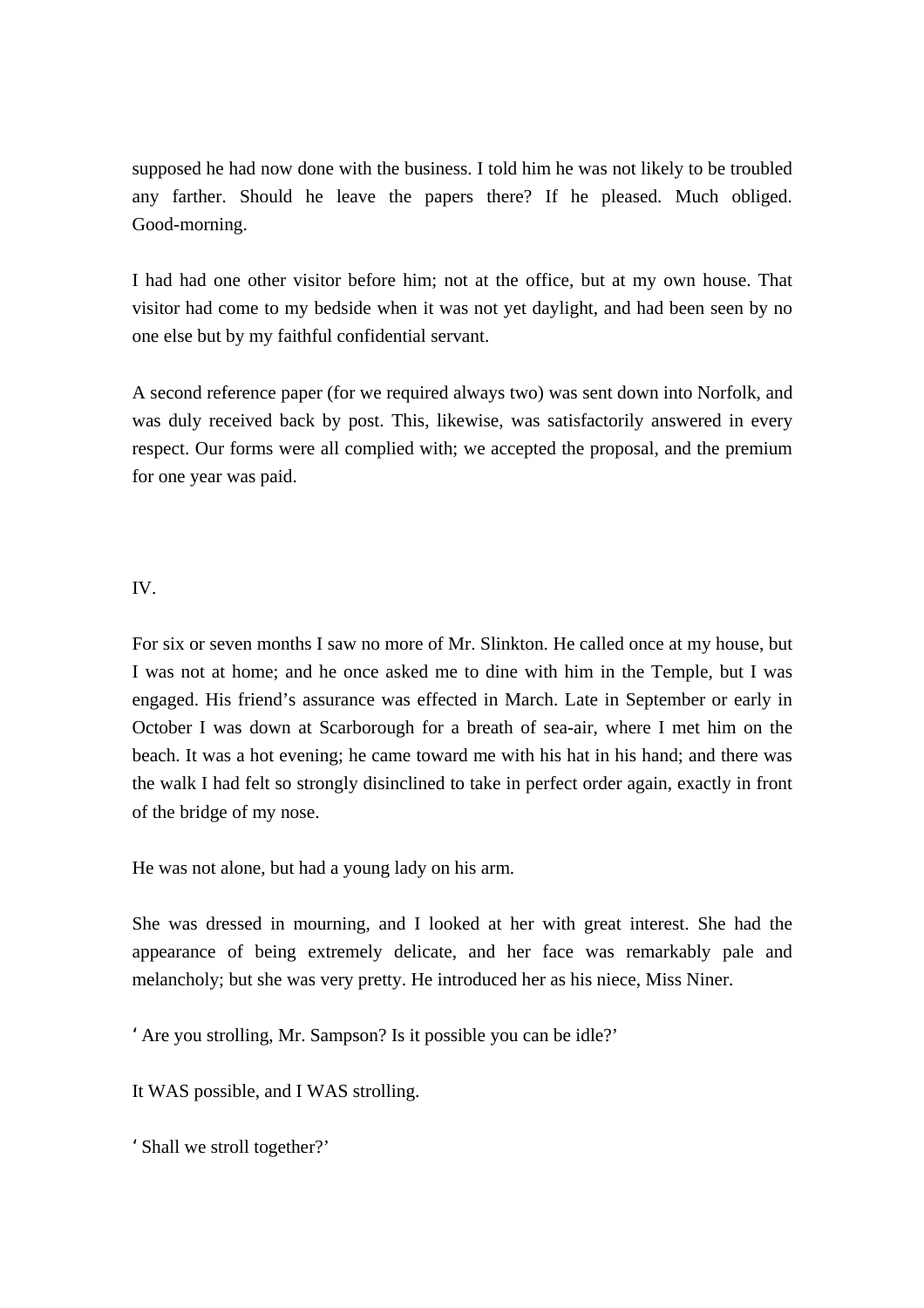supposed he had now done with the business. I told him he was not likely to be troubled any farther. Should he leave the papers there? If he pleased. Much obliged. Good-morning.

I had had one other visitor before him; not at the office, but at my own house. That visitor had come to my bedside when it was not yet daylight, and had been seen by no one else but by my faithful confidential servant.

A second reference paper (for we required always two) was sent down into Norfolk, and was duly received back by post. This, likewise, was satisfactorily answered in every respect. Our forms were all complied with; we accepted the proposal, and the premium for one year was paid.

## IV.

For six or seven months I saw no more of Mr. Slinkton. He called once at my house, but I was not at home; and he once asked me to dine with him in the Temple, but I was engaged. His friend's assurance was effected in March. Late in September or early in October I was down at Scarborough for a breath of sea-air, where I met him on the beach. It was a hot evening; he came toward me with his hat in his hand; and there was the walk I had felt so strongly disinclined to take in perfect order again, exactly in front of the bridge of my nose.

He was not alone, but had a young lady on his arm.

She was dressed in mourning, and I looked at her with great interest. She had the appearance of being extremely delicate, and her face was remarkably pale and melancholy; but she was very pretty. He introduced her as his niece, Miss Niner.

'Are you strolling, Mr. Sampson? Is it possible you can be idle?'

It WAS possible, and I WAS strolling.

'Shall we stroll together?'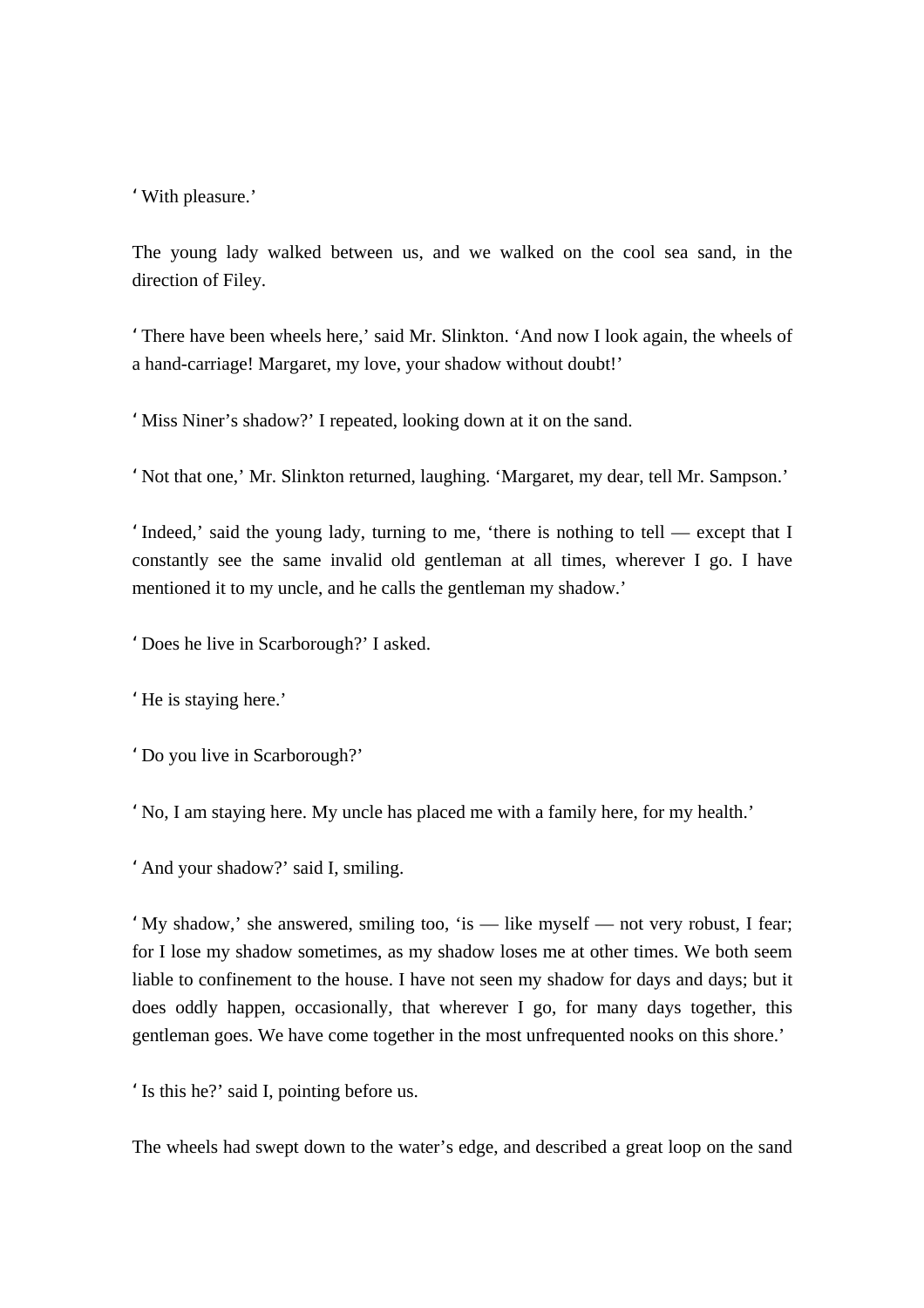‘With pleasure.’

The young lady walked between us, and we walked on the cool sea sand, in the direction of Filey.

‘There have been wheels here,’ said Mr. Slinkton. ‘And now I look again, the wheels of a hand-carriage! Margaret, my love, your shadow without doubt!’

‘Miss Niner’s shadow?’ I repeated, looking down at it on the sand.

‘Not that one,’ Mr. Slinkton returned, laughing. ‘Margaret, my dear, tell Mr. Sampson.’

‘Indeed,’ said the young lady, turning to me, ‘there is nothing to tell — except that I constantly see the same invalid old gentleman at all times, wherever I go. I have mentioned it to my uncle, and he calls the gentleman my shadow.’

‘Does he live in Scarborough?’ I asked.

‘He is staying here.’

‘Do you live in Scarborough?’

‘No, I am staying here. My uncle has placed me with a family here, for my health.’

‘And your shadow?’ said I, smiling.

‘My shadow,’ she answered, smiling too, ‘is — like myself — not very robust, I fear; for I lose my shadow sometimes, as my shadow loses me at other times. We both seem liable to confinement to the house. I have not seen my shadow for days and days; but it does oddly happen, occasionally, that wherever I go, for many days together, this gentleman goes. We have come together in the most unfrequented nooks on this shore.’

‘Is this he?’ said I, pointing before us.

The wheels had swept down to the water’s edge, and described a great loop on the sand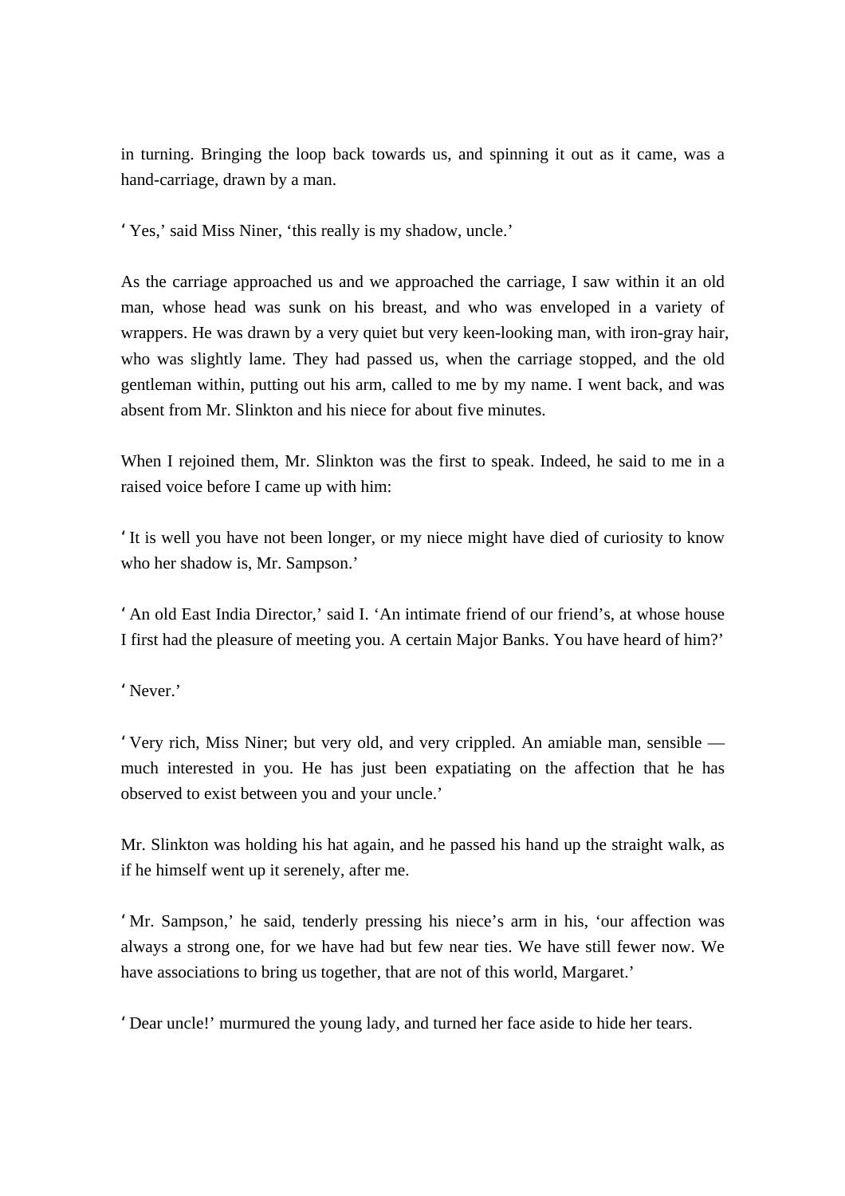in turning. Bringing the loop back towards us, and spinning it out as it came, was a hand-carriage, drawn by a man.

‘Yes,’ said Miss Niner, ‘this really is my shadow, uncle.’

As the carriage approached us and we approached the carriage, I saw within it an old man, whose head was sunk on his breast, and who was enveloped in a variety of wrappers. He was drawn by a very quiet but very keen-looking man, with iron-gray hair, who was slightly lame. They had passed us, when the carriage stopped, and the old gentleman within, putting out his arm, called to me by my name. I went back, and was absent from Mr. Slinkton and his niece for about five minutes.

When I rejoined them, Mr. Slinkton was the first to speak. Indeed, he said to me in a raised voice before I came up with him:

‘It is well you have not been longer, or my niece might have died of curiosity to know who her shadow is, Mr. Sampson.’

‘An old East India Director,’ said I. ‘An intimate friend of our friend’s, at whose house I first had the pleasure of meeting you. A certain Major Banks. You have heard of him?’

‘Never.’

‘Very rich, Miss Niner; but very old, and very crippled. An amiable man, sensible — much interested in you. He has just been expatiating on the affection that he has observed to exist between you and your uncle.’

Mr. Slinkton was holding his hat again, and he passed his hand up the straight walk, as if he himself went up it serenely, after me.

‘Mr. Sampson,’ he said, tenderly pressing his niece’s arm in his, ‘our affection was always a strong one, for we have had but few near ties. We have still fewer now. We have associations to bring us together, that are not of this world, Margaret.’

‘Dear uncle!’ murmured the young lady, and turned her face aside to hide her tears.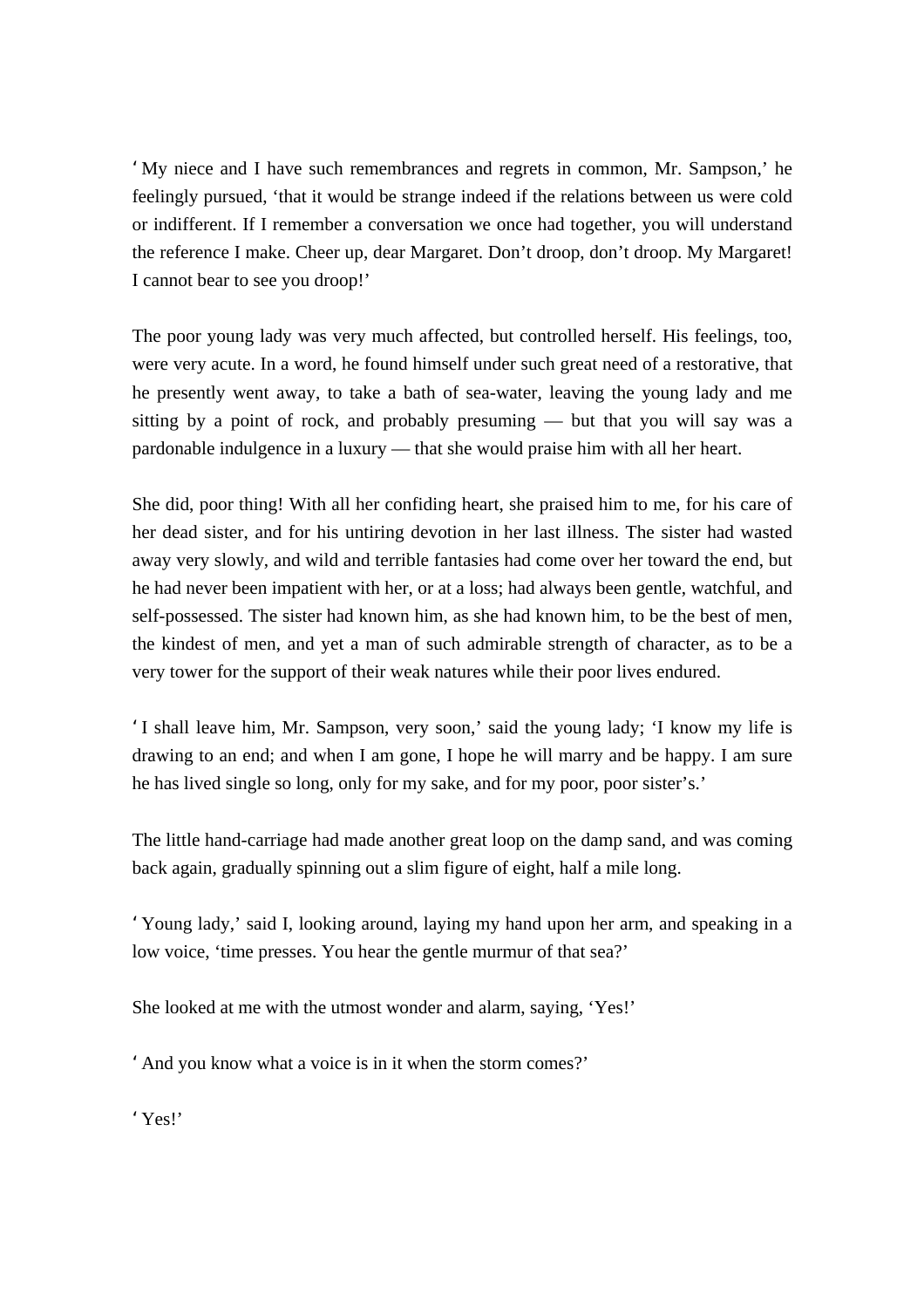'My niece and I have such remembrances and regrets in common, Mr. Sampson,' he feelingly pursued, 'that it would be strange indeed if the relations between us were cold or indifferent. If I remember a conversation we once had together, you will understand the reference I make. Cheer up, dear Margaret. Don't droop, don't droop. My Margaret! I cannot bear to see you droop!'

The poor young lady was very much affected, but controlled herself. His feelings, too, were very acute. In a word, he found himself under such great need of a restorative, that he presently went away, to take a bath of sea-water, leaving the young lady and me sitting by a point of rock, and probably presuming — but that you will say was a pardonable indulgence in a luxury — that she would praise him with all her heart.

She did, poor thing! With all her confiding heart, she praised him to me, for his care of her dead sister, and for his untiring devotion in her last illness. The sister had wasted away very slowly, and wild and terrible fantasies had come over her toward the end, but he had never been impatient with her, or at a loss; had always been gentle, watchful, and self-possessed. The sister had known him, as she had known him, to be the best of men, the kindest of men, and yet a man of such admirable strength of character, as to be a very tower for the support of their weak natures while their poor lives endured.

'I shall leave him, Mr. Sampson, very soon,' said the young lady; 'I know my life is drawing to an end; and when I am gone, I hope he will marry and be happy. I am sure he has lived single so long, only for my sake, and for my poor, poor sister's.'

The little hand-carriage had made another great loop on the damp sand, and was coming back again, gradually spinning out a slim figure of eight, half a mile long.

'Young lady,' said I, looking around, laying my hand upon her arm, and speaking in a low voice, 'time presses. You hear the gentle murmur of that sea?'

She looked at me with the utmost wonder and alarm, saying, 'Yes!'

'And you know what a voice is in it when the storm comes?'

'Yes!'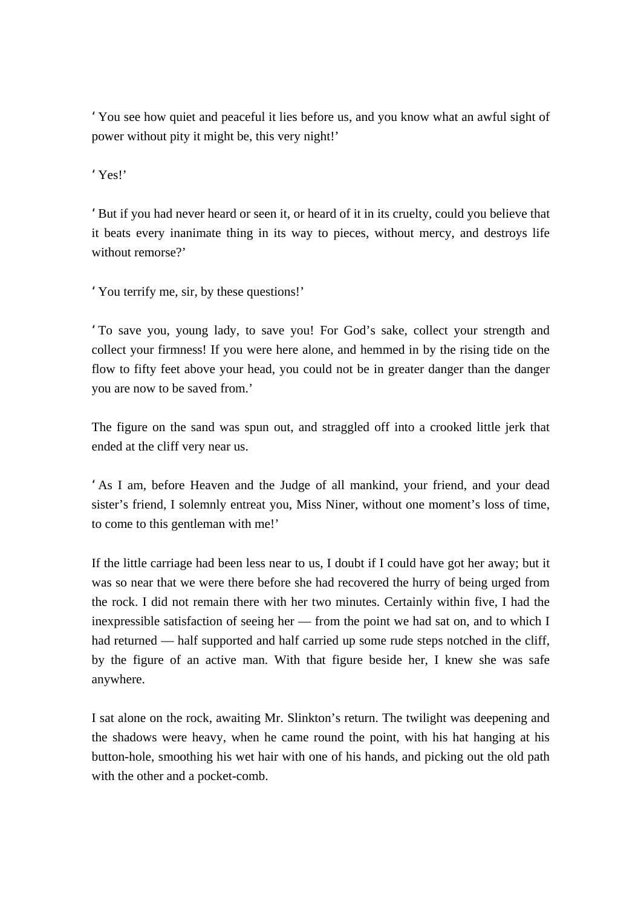‘ You see how quiet and peaceful it lies before us, and you know what an awful sight of power without pity it might be, this very night!’

‘ Yes!’

‘ But if you had never heard or seen it, or heard of it in its cruelty, could you believe that it beats every inanimate thing in its way to pieces, without mercy, and destroys life without remorse?’

‘ You terrify me, sir, by these questions!’

‘ To save you, young lady, to save you! For God’s sake, collect your strength and collect your firmness! If you were here alone, and hemmed in by the rising tide on the flow to fifty feet above your head, you could not be in greater danger than the danger you are now to be saved from.’

The figure on the sand was spun out, and straggled off into a crooked little jerk that ended at the cliff very near us.

‘ As I am, before Heaven and the Judge of all mankind, your friend, and your dead sister’s friend, I solemnly entreat you, Miss Niner, without one moment’s loss of time, to come to this gentleman with me!’

If the little carriage had been less near to us, I doubt if I could have got her away; but it was so near that we were there before she had recovered the hurry of being urged from the rock. I did not remain there with her two minutes. Certainly within five, I had the inexpressible satisfaction of seeing her — from the point we had sat on, and to which I had returned — half supported and half carried up some rude steps notched in the cliff, by the figure of an active man. With that figure beside her, I knew she was safe anywhere.

I sat alone on the rock, awaiting Mr. Slinkton’s return. The twilight was deepening and the shadows were heavy, when he came round the point, with his hat hanging at his button-hole, smoothing his wet hair with one of his hands, and picking out the old path with the other and a pocket-comb.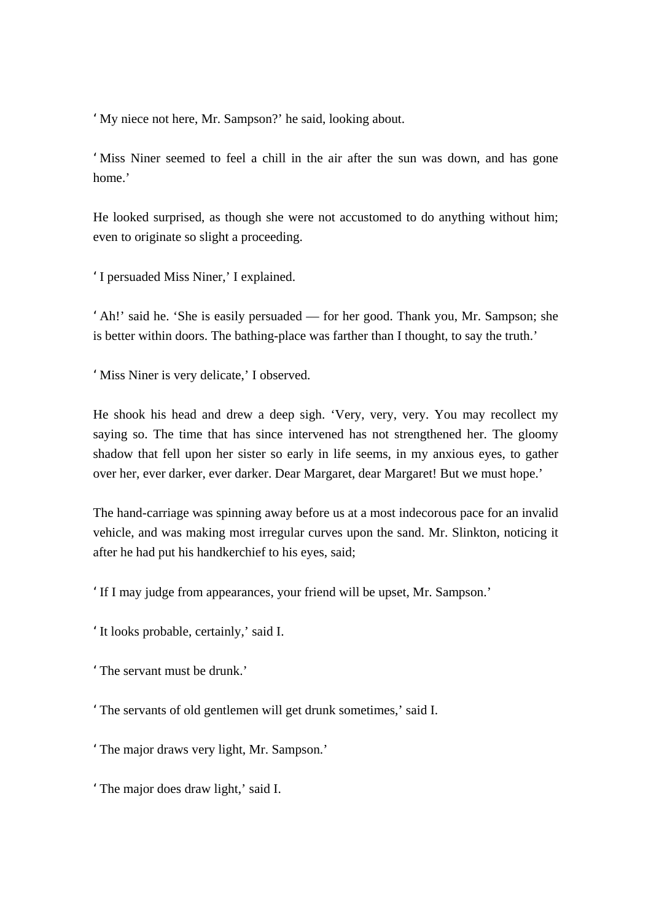‘ My niece not here, Mr. Sampson?’ he said, looking about.

‘ Miss Niner seemed to feel a chill in the air after the sun was down, and has gone home.’

He looked surprised, as though she were not accustomed to do anything without him; even to originate so slight a proceeding.

‘ I persuaded Miss Niner,’ I explained.

‘ Ah!’ said he. ‘She is easily persuaded — for her good. Thank you, Mr. Sampson; she is better within doors. The bathing-place was farther than I thought, to say the truth.’

‘ Miss Niner is very delicate,’ I observed.

He shook his head and drew a deep sigh. ‘Very, very, very. You may recollect my saying so. The time that has since intervened has not strengthened her. The gloomy shadow that fell upon her sister so early in life seems, in my anxious eyes, to gather over her, ever darker, ever darker. Dear Margaret, dear Margaret! But we must hope.’

The hand-carriage was spinning away before us at a most indecorous pace for an invalid vehicle, and was making most irregular curves upon the sand. Mr. Slinkton, noticing it after he had put his handkerchief to his eyes, said;

‘ If I may judge from appearances, your friend will be upset, Mr. Sampson.’

‘ It looks probable, certainly,’ said I.

‘ The servant must be drunk.’

‘ The servants of old gentlemen will get drunk sometimes,’ said I.

‘ The major draws very light, Mr. Sampson.’

‘ The major does draw light,’ said I.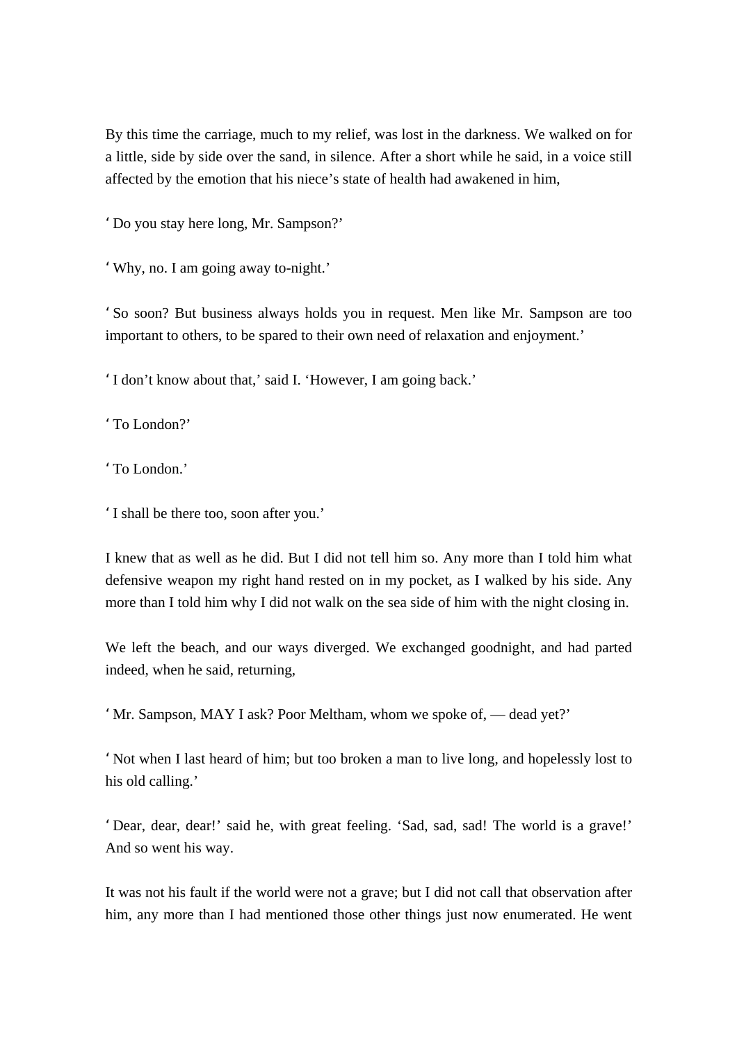By this time the carriage, much to my relief, was lost in the darkness. We walked on for a little, side by side over the sand, in silence. After a short while he said, in a voice still affected by the emotion that his niece's state of health had awakened in him,

'Do you stay here long, Mr. Sampson?'

'Why, no. I am going away to-night.'

'So soon? But business always holds you in request. Men like Mr. Sampson are too important to others, to be spared to their own need of relaxation and enjoyment.'

'I don't know about that,' said I. 'However, I am going back.'

'To London?'

'To London.'

'I shall be there too, soon after you.'

I knew that as well as he did. But I did not tell him so. Any more than I told him what defensive weapon my right hand rested on in my pocket, as I walked by his side. Any more than I told him why I did not walk on the sea side of him with the night closing in.

We left the beach, and our ways diverged. We exchanged goodnight, and had parted indeed, when he said, returning,

'Mr. Sampson, MAY I ask? Poor Meltham, whom we spoke of, — dead yet?'

'Not when I last heard of him; but too broken a man to live long, and hopelessly lost to his old calling.'

'Dear, dear, dear!' said he, with great feeling. 'Sad, sad, sad! The world is a grave!' And so went his way.

It was not his fault if the world were not a grave; but I did not call that observation after him, any more than I had mentioned those other things just now enumerated. He went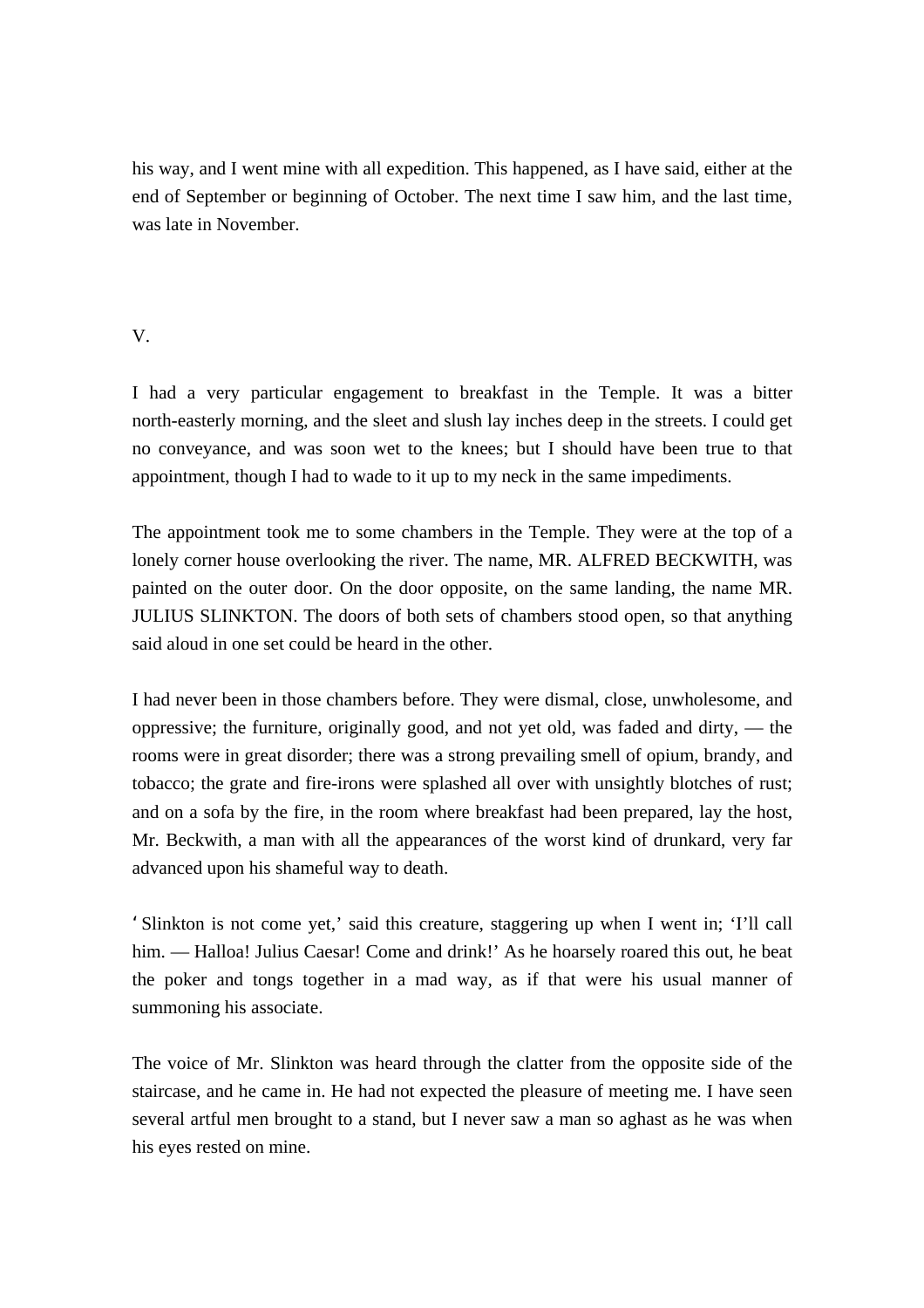his way, and I went mine with all expedition. This happened, as I have said, either at the end of September or beginning of October. The next time I saw him, and the last time, was late in November.

## V.

I had a very particular engagement to breakfast in the Temple. It was a bitter north-easterly morning, and the sleet and slush lay inches deep in the streets. I could get no conveyance, and was soon wet to the knees; but I should have been true to that appointment, though I had to wade to it up to my neck in the same impediments.

The appointment took me to some chambers in the Temple. They were at the top of a lonely corner house overlooking the river. The name, MR. ALFRED BECKWITH, was painted on the outer door. On the door opposite, on the same landing, the name MR. JULIUS SLINKTON. The doors of both sets of chambers stood open, so that anything said aloud in one set could be heard in the other.

I had never been in those chambers before. They were dismal, close, unwholesome, and oppressive; the furniture, originally good, and not yet old, was faded and dirty, — the rooms were in great disorder; there was a strong prevailing smell of opium, brandy, and tobacco; the grate and fire-irons were splashed all over with unsightly blotches of rust; and on a sofa by the fire, in the room where breakfast had been prepared, lay the host, Mr. Beckwith, a man with all the appearances of the worst kind of drunkard, very far advanced upon his shameful way to death.

‘Slinkton is not come yet,’ said this creature, staggering up when I went in; ‘I’ll call him. — Halloa! Julius Caesar! Come and drink!’ As he hoarsely roared this out, he beat the poker and tongs together in a mad way, as if that were his usual manner of summoning his associate.

The voice of Mr. Slinkton was heard through the clatter from the opposite side of the staircase, and he came in. He had not expected the pleasure of meeting me. I have seen several artful men brought to a stand, but I never saw a man so aghast as he was when his eyes rested on mine.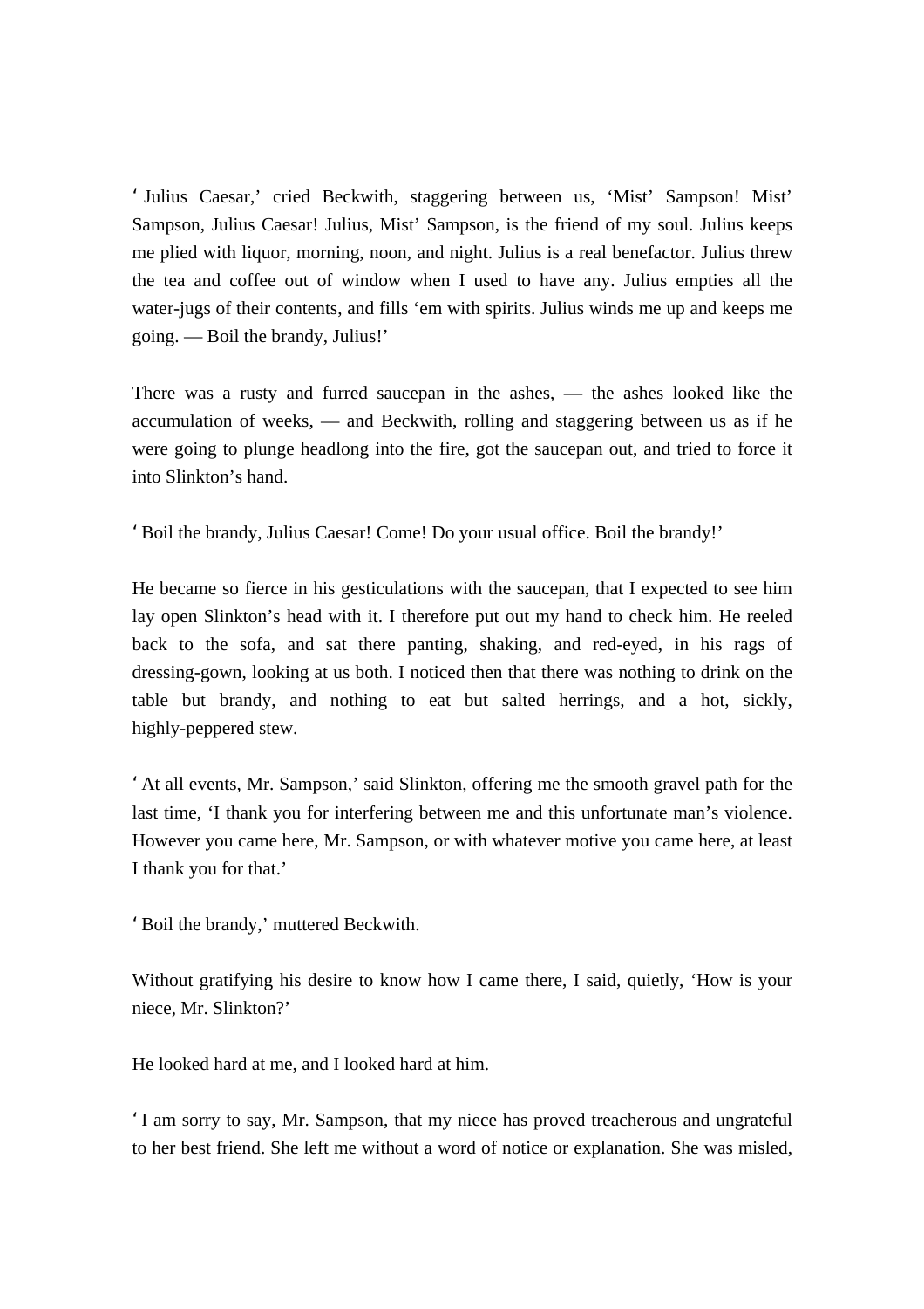‘ Julius Caesar,’ cried Beckwith, staggering between us, ‘Mist’ Sampson! Mist’ Sampson, Julius Caesar! Julius, Mist’ Sampson, is the friend of my soul. Julius keeps me plied with liquor, morning, noon, and night. Julius is a real benefactor. Julius threw the tea and coffee out of window when I used to have any. Julius empties all the water-jugs of their contents, and fills ‘em with spirits. Julius winds me up and keeps me going. — Boil the brandy, Julius!’

There was a rusty and furred saucepan in the ashes, — the ashes looked like the accumulation of weeks, — and Beckwith, rolling and staggering between us as if he were going to plunge headlong into the fire, got the saucepan out, and tried to force it into Slinkton’s hand.

‘ Boil the brandy, Julius Caesar! Come! Do your usual office. Boil the brandy!’

He became so fierce in his gesticulations with the saucepan, that I expected to see him lay open Slinkton’s head with it. I therefore put out my hand to check him. He reeled back to the sofa, and sat there panting, shaking, and red-eyed, in his rags of dressing-gown, looking at us both. I noticed then that there was nothing to drink on the table but brandy, and nothing to eat but salted herrings, and a hot, sickly, highly-peppered stew.

‘ At all events, Mr. Sampson,’ said Slinkton, offering me the smooth gravel path for the last time, ‘I thank you for interfering between me and this unfortunate man’s violence. However you came here, Mr. Sampson, or with whatever motive you came here, at least I thank you for that.’

‘ Boil the brandy,’ muttered Beckwith.

Without gratifying his desire to know how I came there, I said, quietly, ‘How is your niece, Mr. Slinkton?’

He looked hard at me, and I looked hard at him.

‘ I am sorry to say, Mr. Sampson, that my niece has proved treacherous and ungrateful to her best friend. She left me without a word of notice or explanation. She was misled,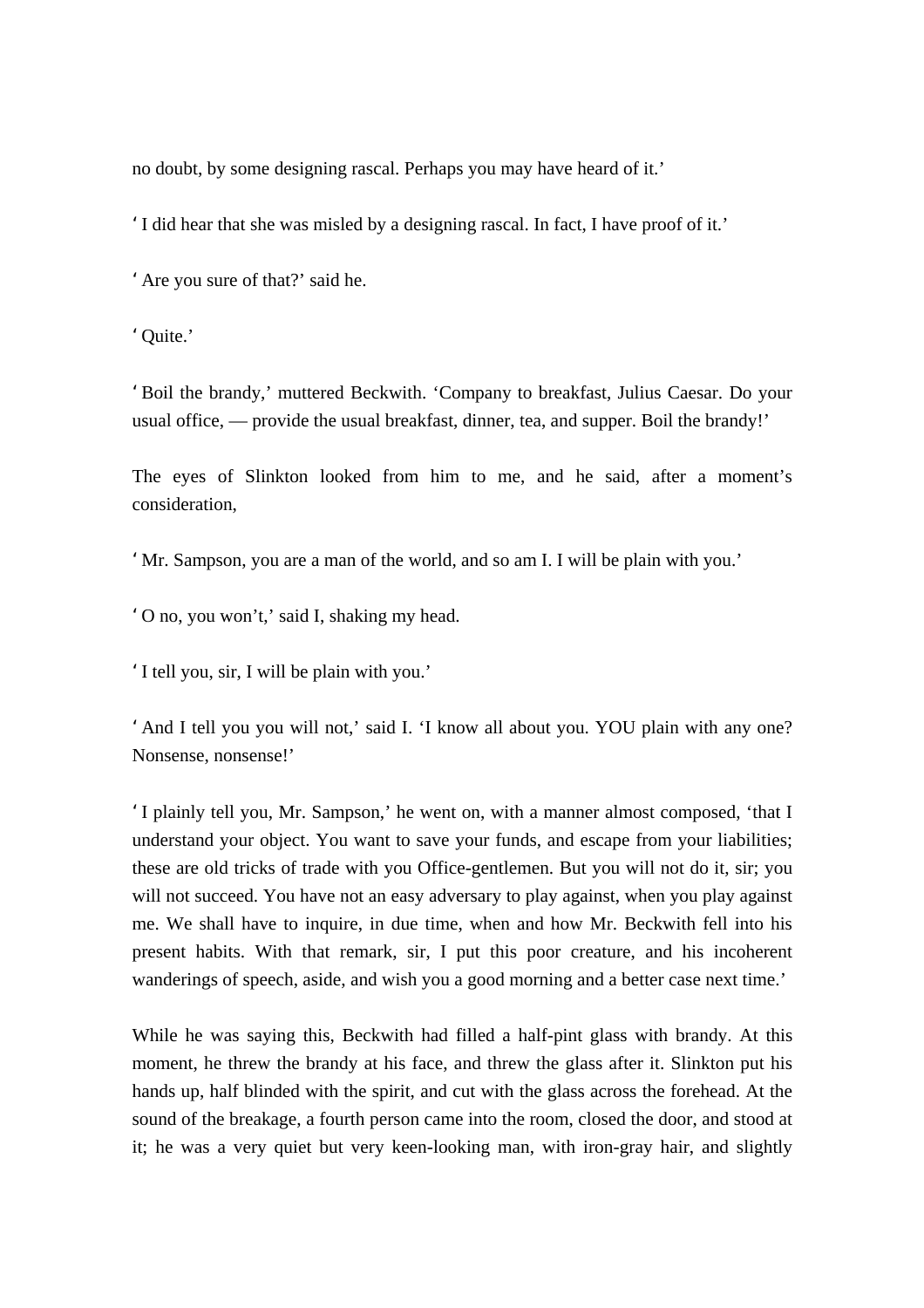no doubt, by some designing rascal. Perhaps you may have heard of it.'

'I did hear that she was misled by a designing rascal. In fact, I have proof of it.'

'Are you sure of that?' said he.

'Quite.'

'Boil the brandy,' muttered Beckwith. 'Company to breakfast, Julius Caesar. Do your usual office, — provide the usual breakfast, dinner, tea, and supper. Boil the brandy!'

The eyes of Slinkton looked from him to me, and he said, after a moment's consideration,

'Mr. Sampson, you are a man of the world, and so am I. I will be plain with you.'

'O no, you won't,' said I, shaking my head.

'I tell you, sir, I will be plain with you.'

'And I tell you you will not,' said I. 'I know all about you. YOU plain with any one? Nonsense, nonsense!'

'I plainly tell you, Mr. Sampson,' he went on, with a manner almost composed, 'that I understand your object. You want to save your funds, and escape from your liabilities; these are old tricks of trade with you Office-gentlemen. But you will not do it, sir; you will not succeed. You have not an easy adversary to play against, when you play against me. We shall have to inquire, in due time, when and how Mr. Beckwith fell into his present habits. With that remark, sir, I put this poor creature, and his incoherent wanderings of speech, aside, and wish you a good morning and a better case next time.'

While he was saying this, Beckwith had filled a half-pint glass with brandy. At this moment, he threw the brandy at his face, and threw the glass after it. Slinkton put his hands up, half blinded with the spirit, and cut with the glass across the forehead. At the sound of the breakage, a fourth person came into the room, closed the door, and stood at it; he was a very quiet but very keen-looking man, with iron-gray hair, and slightly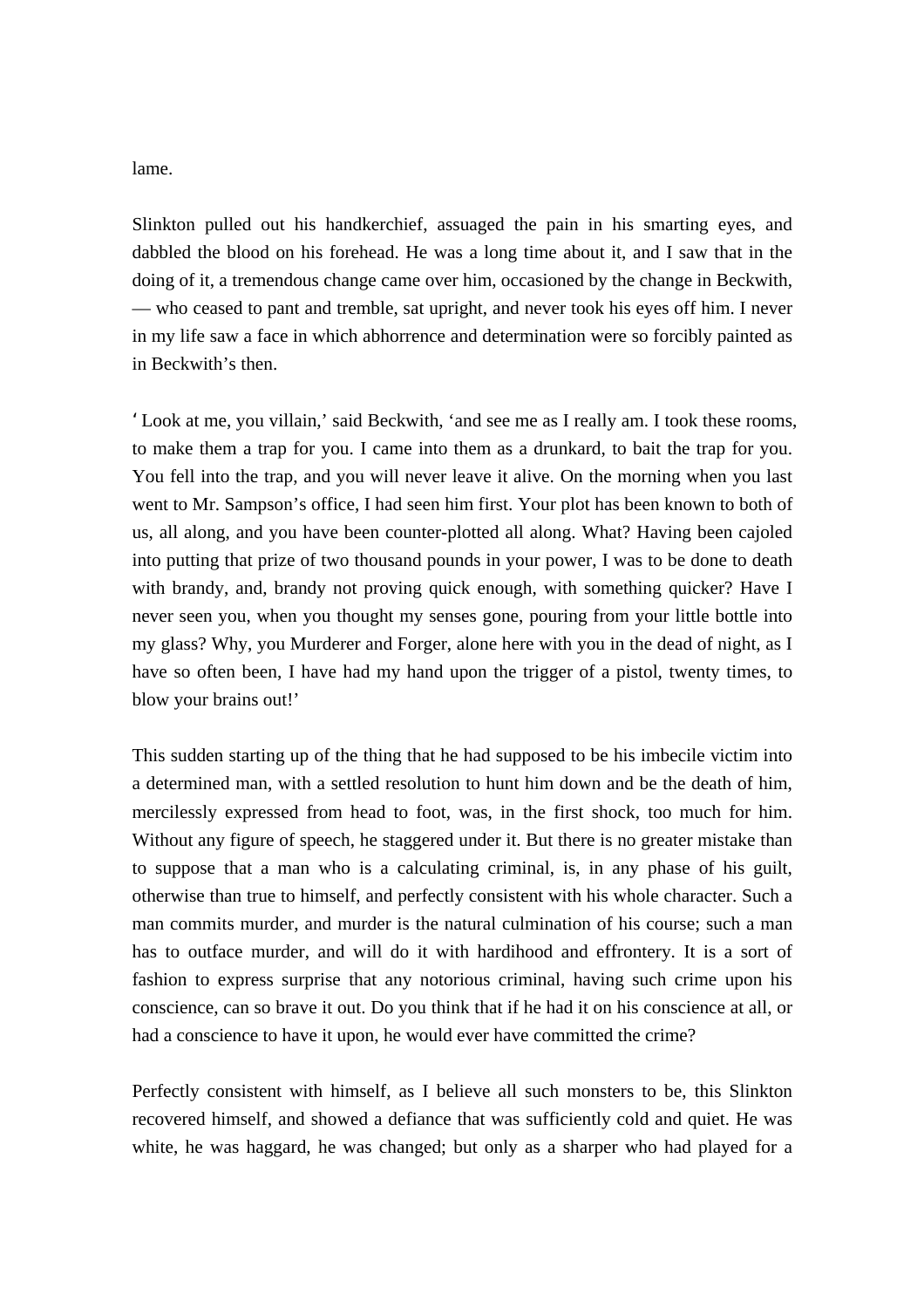lame.

Slinkton pulled out his handkerchief, assuaged the pain in his smarting eyes, and dabbled the blood on his forehead. He was a long time about it, and I saw that in the doing of it, a tremendous change came over him, occasioned by the change in Beckwith, — who ceased to pant and tremble, sat upright, and never took his eyes off him. I never in my life saw a face in which abhorrence and determination were so forcibly painted as in Beckwith's then.

' Look at me, you villain,' said Beckwith, 'and see me as I really am. I took these rooms, to make them a trap for you. I came into them as a drunkard, to bait the trap for you. You fell into the trap, and you will never leave it alive. On the morning when you last went to Mr. Sampson's office, I had seen him first. Your plot has been known to both of us, all along, and you have been counter-plotted all along. What? Having been cajoled into putting that prize of two thousand pounds in your power, I was to be done to death with brandy, and, brandy not proving quick enough, with something quicker? Have I never seen you, when you thought my senses gone, pouring from your little bottle into my glass? Why, you Murderer and Forger, alone here with you in the dead of night, as I have so often been, I have had my hand upon the trigger of a pistol, twenty times, to blow your brains out!'

This sudden starting up of the thing that he had supposed to be his imbecile victim into a determined man, with a settled resolution to hunt him down and be the death of him, mercilessly expressed from head to foot, was, in the first shock, too much for him. Without any figure of speech, he staggered under it. But there is no greater mistake than to suppose that a man who is a calculating criminal, is, in any phase of his guilt, otherwise than true to himself, and perfectly consistent with his whole character. Such a man commits murder, and murder is the natural culmination of his course; such a man has to outface murder, and will do it with hardihood and effrontery. It is a sort of fashion to express surprise that any notorious criminal, having such crime upon his conscience, can so brave it out. Do you think that if he had it on his conscience at all, or had a conscience to have it upon, he would ever have committed the crime?

Perfectly consistent with himself, as I believe all such monsters to be, this Slinkton recovered himself, and showed a defiance that was sufficiently cold and quiet. He was white, he was haggard, he was changed; but only as a sharper who had played for a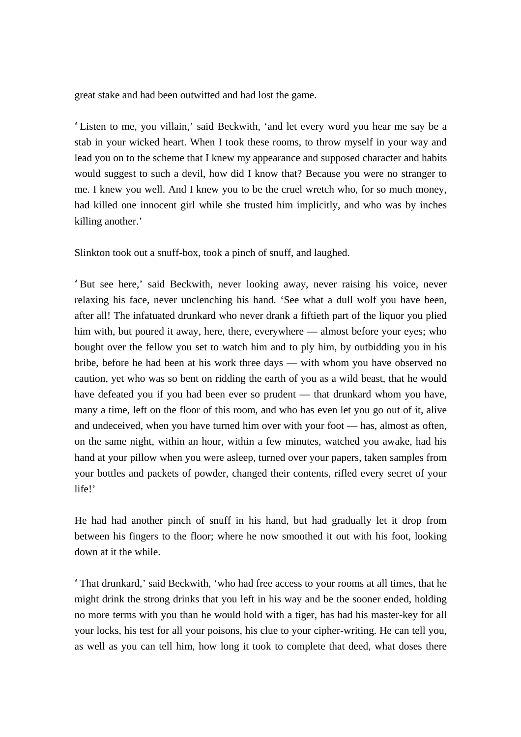great stake and had been outwitted and had lost the game.

'Listen to me, you villain,' said Beckwith, 'and let every word you hear me say be a stab in your wicked heart. When I took these rooms, to throw myself in your way and lead you on to the scheme that I knew my appearance and supposed character and habits would suggest to such a devil, how did I know that? Because you were no stranger to me. I knew you well. And I knew you to be the cruel wretch who, for so much money, had killed one innocent girl while she trusted him implicitly, and who was by inches killing another.'

Slinkton took out a snuff-box, took a pinch of snuff, and laughed.

'But see here,' said Beckwith, never looking away, never raising his voice, never relaxing his face, never unclenching his hand. 'See what a dull wolf you have been, after all! The infatuated drunkard who never drank a fiftieth part of the liquor you plied him with, but poured it away, here, there, everywhere — almost before your eyes; who bought over the fellow you set to watch him and to ply him, by outbidding you in his bribe, before he had been at his work three days — with whom you have observed no caution, yet who was so bent on ridding the earth of you as a wild beast, that he would have defeated you if you had been ever so prudent — that drunkard whom you have, many a time, left on the floor of this room, and who has even let you go out of it, alive and undeceived, when you have turned him over with your foot — has, almost as often, on the same night, within an hour, within a few minutes, watched you awake, had his hand at your pillow when you were asleep, turned over your papers, taken samples from your bottles and packets of powder, changed their contents, rifled every secret of your life!'

He had had another pinch of snuff in his hand, but had gradually let it drop from between his fingers to the floor; where he now smoothed it out with his foot, looking down at it the while.

'That drunkard,' said Beckwith, 'who had free access to your rooms at all times, that he might drink the strong drinks that you left in his way and be the sooner ended, holding no more terms with you than he would hold with a tiger, has had his master-key for all your locks, his test for all your poisons, his clue to your cipher-writing. He can tell you, as well as you can tell him, how long it took to complete that deed, what doses there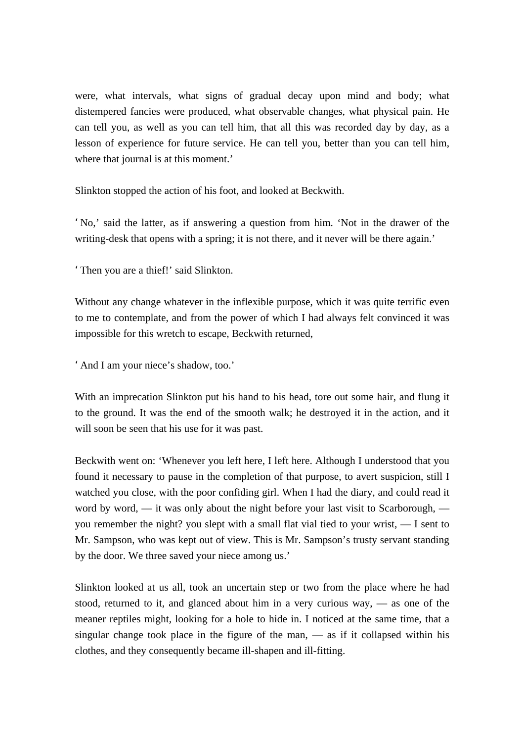were, what intervals, what signs of gradual decay upon mind and body; what distempered fancies were produced, what observable changes, what physical pain. He can tell you, as well as you can tell him, that all this was recorded day by day, as a lesson of experience for future service. He can tell you, better than you can tell him, where that journal is at this moment.'

Slinkton stopped the action of his foot, and looked at Beckwith.

'No,' said the latter, as if answering a question from him. 'Not in the drawer of the writing-desk that opens with a spring; it is not there, and it never will be there again.'

'Then you are a thief!' said Slinkton.

Without any change whatever in the inflexible purpose, which it was quite terrific even to me to contemplate, and from the power of which I had always felt convinced it was impossible for this wretch to escape, Beckwith returned,

'And I am your niece's shadow, too.'

With an imprecation Slinkton put his hand to his head, tore out some hair, and flung it to the ground. It was the end of the smooth walk; he destroyed it in the action, and it will soon be seen that his use for it was past.

Beckwith went on: 'Whenever you left here, I left here. Although I understood that you found it necessary to pause in the completion of that purpose, to avert suspicion, still I watched you close, with the poor confiding girl. When I had the diary, and could read it word by word, — it was only about the night before your last visit to Scarborough, — you remember the night? you slept with a small flat vial tied to your wrist, — I sent to Mr. Sampson, who was kept out of view. This is Mr. Sampson's trusty servant standing by the door. We three saved your niece among us.'

Slinkton looked at us all, took an uncertain step or two from the place where he had stood, returned to it, and glanced about him in a very curious way, — as one of the meaner reptiles might, looking for a hole to hide in. I noticed at the same time, that a singular change took place in the figure of the man, — as if it collapsed within his clothes, and they consequently became ill-shapen and ill-fitting.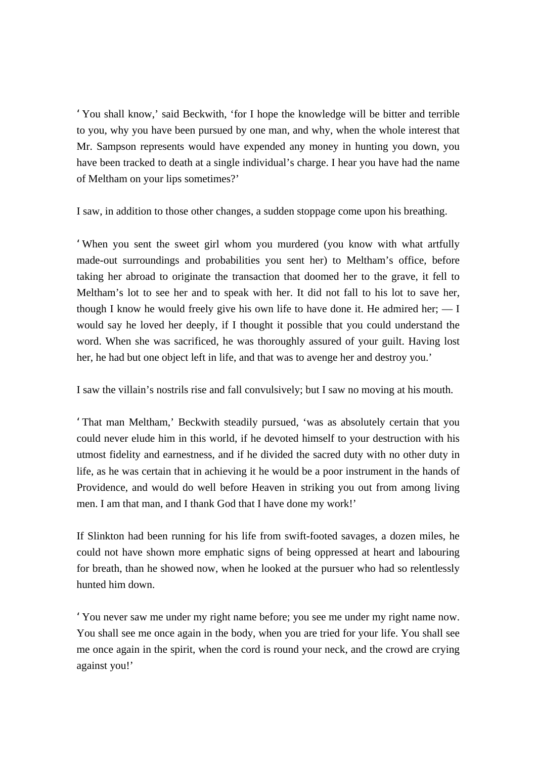‘You shall know,’ said Beckwith, ‘for I hope the knowledge will be bitter and terrible to you, why you have been pursued by one man, and why, when the whole interest that Mr. Sampson represents would have expended any money in hunting you down, you have been tracked to death at a single individual’s charge. I hear you have had the name of Meltham on your lips sometimes?’

I saw, in addition to those other changes, a sudden stoppage come upon his breathing.

‘When you sent the sweet girl whom you murdered (you know with what artfully made-out surroundings and probabilities you sent her) to Meltham’s office, before taking her abroad to originate the transaction that doomed her to the grave, it fell to Meltham’s lot to see her and to speak with her. It did not fall to his lot to save her, though I know he would freely give his own life to have done it. He admired her; — I would say he loved her deeply, if I thought it possible that you could understand the word. When she was sacrificed, he was thoroughly assured of your guilt. Having lost her, he had but one object left in life, and that was to avenge her and destroy you.’

I saw the villain’s nostrils rise and fall convulsively; but I saw no moving at his mouth.

‘That man Meltham,’ Beckwith steadily pursued, ‘was as absolutely certain that you could never elude him in this world, if he devoted himself to your destruction with his utmost fidelity and earnestness, and if he divided the sacred duty with no other duty in life, as he was certain that in achieving it he would be a poor instrument in the hands of Providence, and would do well before Heaven in striking you out from among living men. I am that man, and I thank God that I have done my work!’

If Slinkton had been running for his life from swift-footed savages, a dozen miles, he could not have shown more emphatic signs of being oppressed at heart and labouring for breath, than he showed now, when he looked at the pursuer who had so relentlessly hunted him down.

‘You never saw me under my right name before; you see me under my right name now. You shall see me once again in the body, when you are tried for your life. You shall see me once again in the spirit, when the cord is round your neck, and the crowd are crying against you!’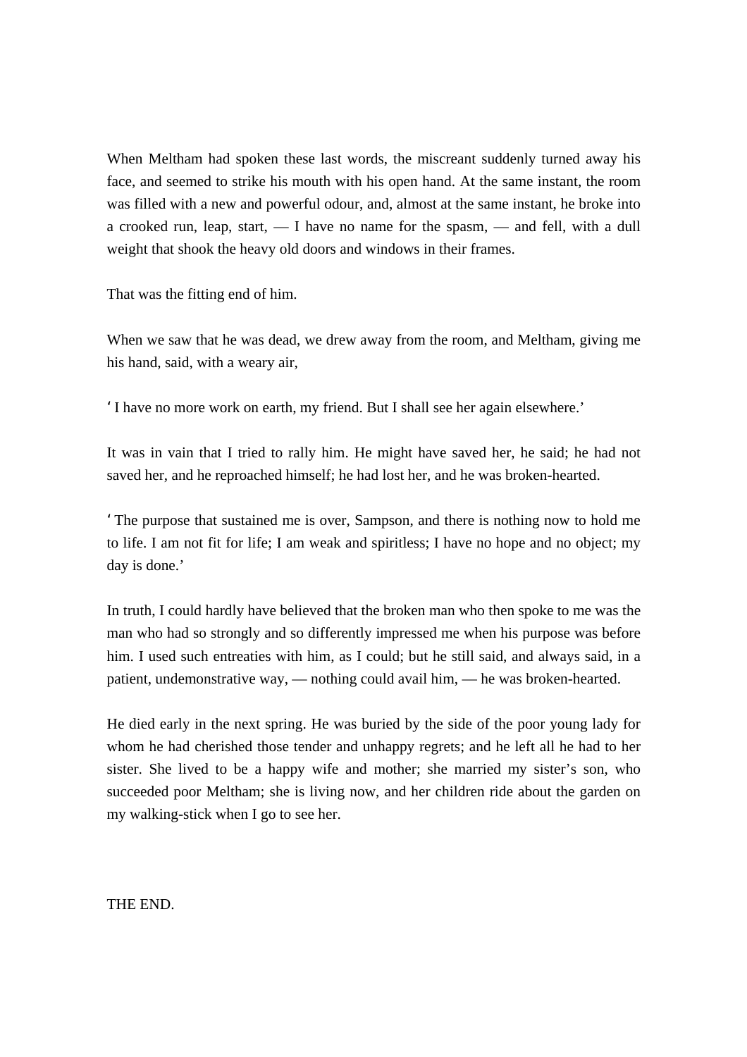When Meltham had spoken these last words, the miscreant suddenly turned away his face, and seemed to strike his mouth with his open hand. At the same instant, the room was filled with a new and powerful odour, and, almost at the same instant, he broke into a crooked run, leap, start, — I have no name for the spasm, — and fell, with a dull weight that shook the heavy old doors and windows in their frames.

That was the fitting end of him.

When we saw that he was dead, we drew away from the room, and Meltham, giving me his hand, said, with a weary air,

‘ I have no more work on earth, my friend. But I shall see her again elsewhere.’

It was in vain that I tried to rally him. He might have saved her, he said; he had not saved her, and he reproached himself; he had lost her, and he was broken-hearted.

‘ The purpose that sustained me is over, Sampson, and there is nothing now to hold me to life. I am not fit for life; I am weak and spiritless; I have no hope and no object; my day is done.’

In truth, I could hardly have believed that the broken man who then spoke to me was the man who had so strongly and so differently impressed me when his purpose was before him. I used such entreaties with him, as I could; but he still said, and always said, in a patient, undemonstrative way, — nothing could avail him, — he was broken-hearted.

He died early in the next spring. He was buried by the side of the poor young lady for whom he had cherished those tender and unhappy regrets; and he left all he had to her sister. She lived to be a happy wife and mother; she married my sister’s son, who succeeded poor Meltham; she is living now, and her children ride about the garden on my walking-stick when I go to see her.

THE END.